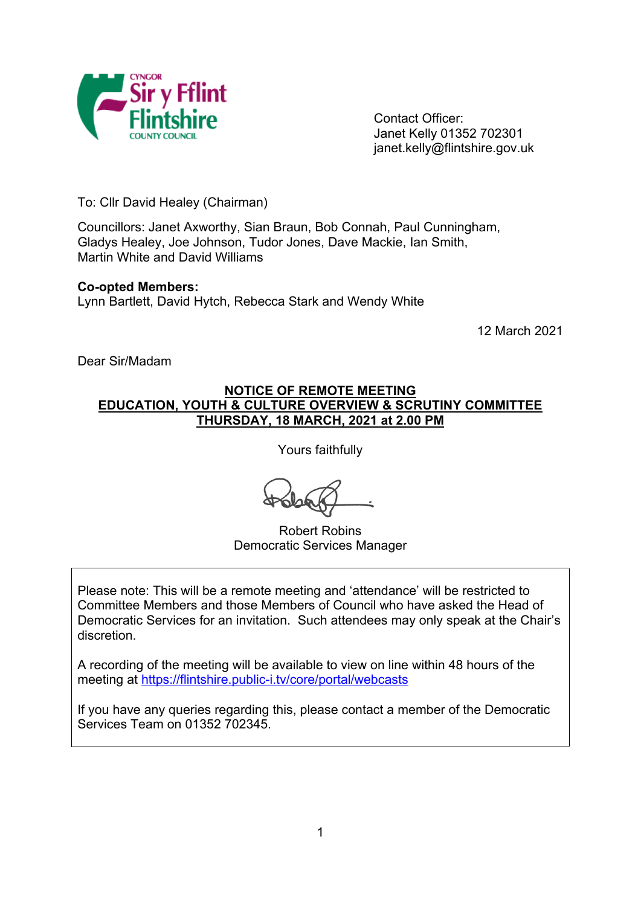Contact Officer:
Janet Kelly 01352 702301
janet.kelly@flintshire.gov.uk

To: Cllr David Healey (Chairman)

Councillors: Janet Axworthy, Sian Braun, Bob Connah, Paul Cunningham, Gladys Healey, Joe Johnson, Tudor Jones, Dave Mackie, Ian Smith, Martin White and David Williams

**Co-opted Members:**
Lynn Bartlett, David Hytch, Rebecca Stark and Wendy White

12 March 2021

Dear Sir/Madam

**NOTICE OF REMOTE MEETING**
**EDUCATION, YOUTH & CULTURE OVERVIEW & SCRUTINY COMMITTEE**
**THURSDAY, 18 MARCH, 2021 at 2.00 PM**

Yours faithfully

Robert Robins
Democratic Services Manager

Please note: This will be a remote meeting and 'attendance' will be restricted to Committee Members and those Members of Council who have asked the Head of Democratic Services for an invitation. Such attendees may only speak at the Chair's discretion.

A recording of the meeting will be available to view on line within 48 hours of the meeting at https://flintshire.public-i.tv/core/portal/webcasts

If you have any queries regarding this, please contact a member of the Democratic Services Team on 01352 702345.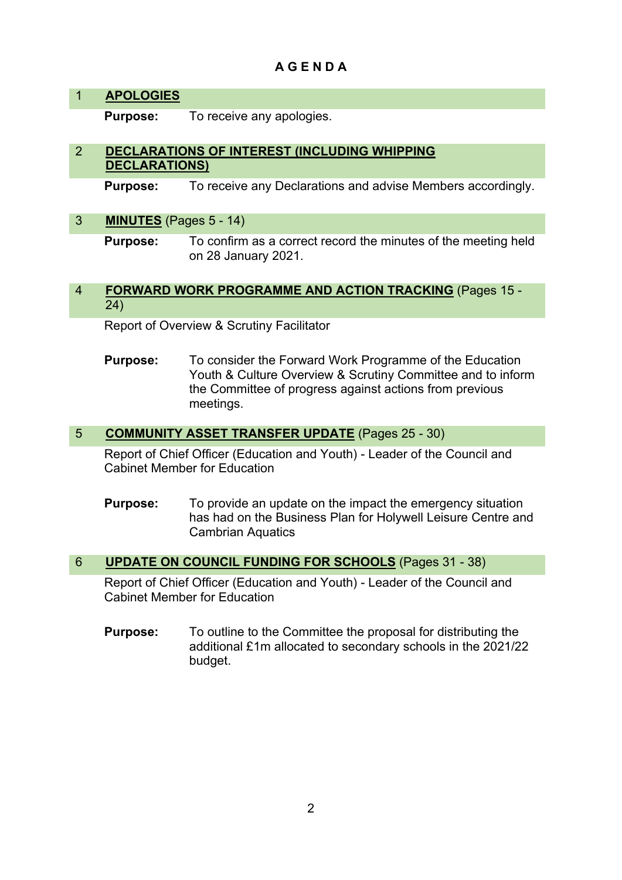# A G E N D A

## 1 APOLOGIES

**Purpose:** To receive any apologies.

## 2 DECLARATIONS OF INTEREST (INCLUDING WHIPPING DECLARATIONS)

**Purpose:** To receive any Declarations and advise Members accordingly.

## 3 MINUTES (Pages 5 - 14)

**Purpose:** To confirm as a correct record the minutes of the meeting held on 28 January 2021.

## 4 FORWARD WORK PROGRAMME AND ACTION TRACKING (Pages 15 - 24)

Report of Overview & Scrutiny Facilitator

**Purpose:** To consider the Forward Work Programme of the Education Youth & Culture Overview & Scrutiny Committee and to inform the Committee of progress against actions from previous meetings.

## 5 COMMUNITY ASSET TRANSFER UPDATE (Pages 25 - 30)

Report of Chief Officer (Education and Youth) - Leader of the Council and Cabinet Member for Education

**Purpose:** To provide an update on the impact the emergency situation has had on the Business Plan for Holywell Leisure Centre and Cambrian Aquatics

## 6 UPDATE ON COUNCIL FUNDING FOR SCHOOLS (Pages 31 - 38)

Report of Chief Officer (Education and Youth) - Leader of the Council and Cabinet Member for Education

**Purpose:** To outline to the Committee the proposal for distributing the additional £1m allocated to secondary schools in the 2021/22 budget.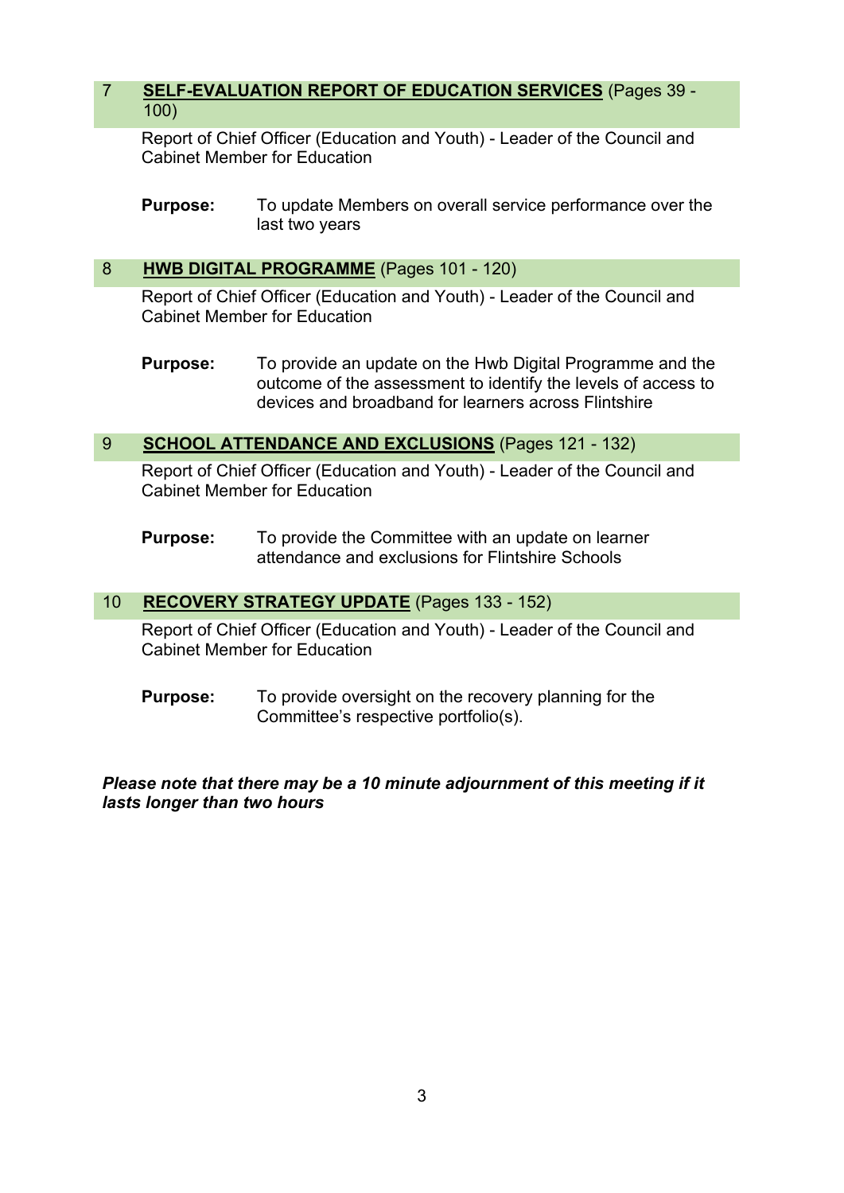7 **SELF-EVALUATION REPORT OF EDUCATION SERVICES** (Pages 39 - 100)

Report of Chief Officer (Education and Youth) - Leader of the Council and Cabinet Member for Education

**Purpose:** To update Members on overall service performance over the last two years

8 **HWB DIGITAL PROGRAMME** (Pages 101 - 120)

Report of Chief Officer (Education and Youth) - Leader of the Council and Cabinet Member for Education

**Purpose:** To provide an update on the Hwb Digital Programme and the outcome of the assessment to identify the levels of access to devices and broadband for learners across Flintshire

9 **SCHOOL ATTENDANCE AND EXCLUSIONS** (Pages 121 - 132)

Report of Chief Officer (Education and Youth) - Leader of the Council and Cabinet Member for Education

**Purpose:** To provide the Committee with an update on learner attendance and exclusions for Flintshire Schools

10 **RECOVERY STRATEGY UPDATE** (Pages 133 - 152)

Report of Chief Officer (Education and Youth) - Leader of the Council and Cabinet Member for Education

**Purpose:** To provide oversight on the recovery planning for the Committee's respective portfolio(s).

***Please note that there may be a 10 minute adjournment of this meeting if it lasts longer than two hours***